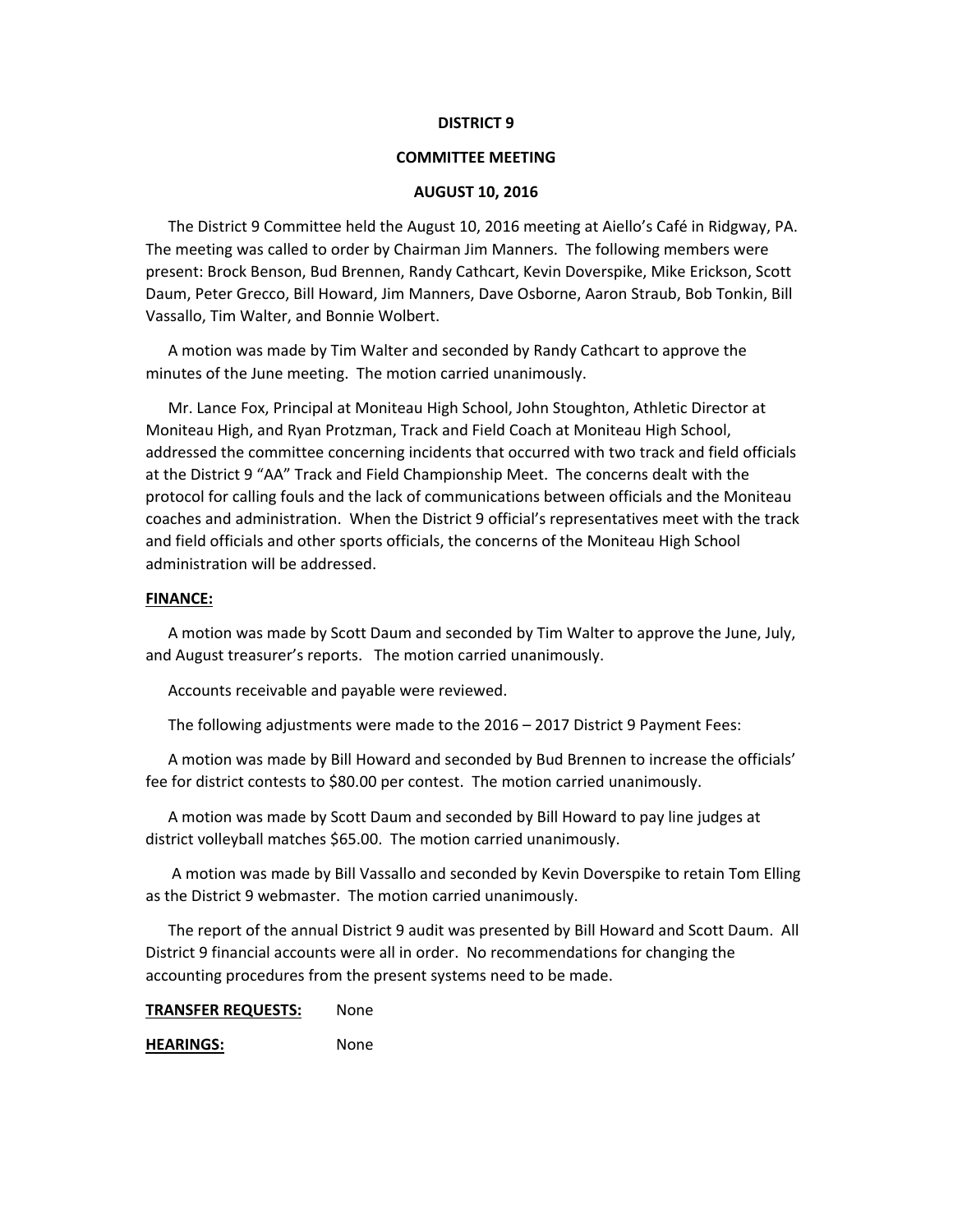# DISTRICT 9

## COMMITTEE MEETING

### AUGUST 10, 2016

The District 9 Committee held the August 10, 2016 meeting at Aiello's Café in Ridgway, PA. The meeting was called to order by Chairman Jim Manners. The following members were present: Brock Benson, Bud Brennen, Randy Cathcart, Kevin Doverspike, Mike Erickson, Scott Daum, Peter Grecco, Bill Howard, Jim Manners, Dave Osborne, Aaron Straub, Bob Tonkin, Bill Vassallo, Tim Walter, and Bonnie Wolbert.

A motion was made by Tim Walter and seconded by Randy Cathcart to approve the minutes of the June meeting. The motion carried unanimously.

Mr. Lance Fox, Principal at Moniteau High School, John Stoughton, Athletic Director at Moniteau High, and Ryan Protzman, Track and Field Coach at Moniteau High School, addressed the committee concerning incidents that occurred with two track and field officials at the District 9 "AA" Track and Field Championship Meet. The concerns dealt with the protocol for calling fouls and the lack of communications between officials and the Moniteau coaches and administration. When the District 9 official's representatives meet with the track and field officials and other sports officials, the concerns of the Moniteau High School administration will be addressed.

**FINANCE:**

A motion was made by Scott Daum and seconded by Tim Walter to approve the June, July, and August treasurer's reports. The motion carried unanimously.

Accounts receivable and payable were reviewed.

The following adjustments were made to the 2016 – 2017 District 9 Payment Fees:

A motion was made by Bill Howard and seconded by Bud Brennen to increase the officials' fee for district contests to $80.00 per contest. The motion carried unanimously.

A motion was made by Scott Daum and seconded by Bill Howard to pay line judges at district volleyball matches $65.00. The motion carried unanimously.

A motion was made by Bill Vassallo and seconded by Kevin Doverspike to retain Tom Elling as the District 9 webmaster. The motion carried unanimously.

The report of the annual District 9 audit was presented by Bill Howard and Scott Daum. All District 9 financial accounts were all in order. No recommendations for changing the accounting procedures from the present systems need to be made.

**TRANSFER REQUESTS:** None

**HEARINGS:** None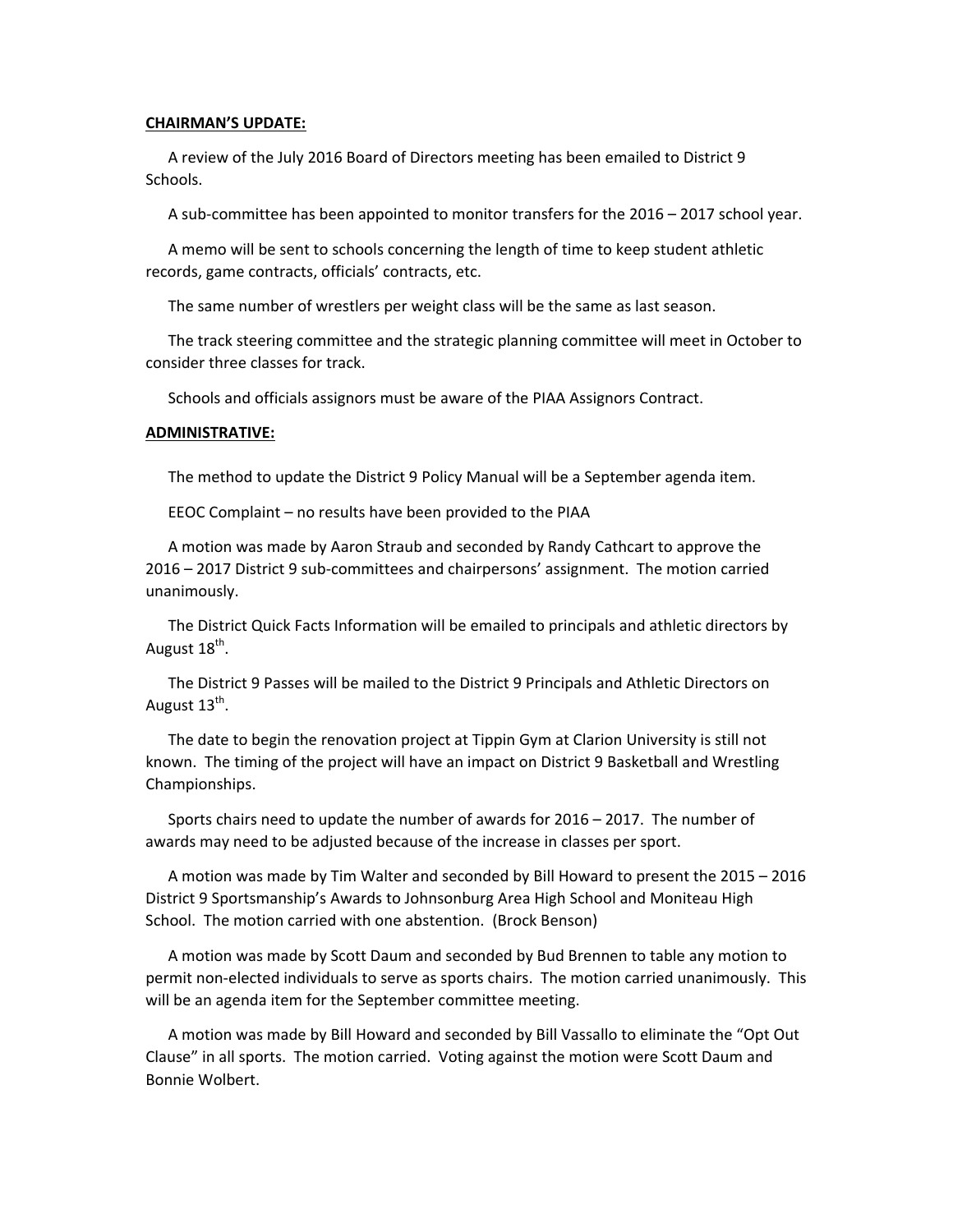**CHAIRMAN'S UPDATE:**

A review of the July 2016 Board of Directors meeting has been emailed to District 9 Schools.

A sub-committee has been appointed to monitor transfers for the 2016 – 2017 school year.

A memo will be sent to schools concerning the length of time to keep student athletic records, game contracts, officials' contracts, etc.

The same number of wrestlers per weight class will be the same as last season.

The track steering committee and the strategic planning committee will meet in October to consider three classes for track.

Schools and officials assignors must be aware of the PIAA Assignors Contract.

**ADMINISTRATIVE:**

The method to update the District 9 Policy Manual will be a September agenda item.

EEOC Complaint – no results have been provided to the PIAA

A motion was made by Aaron Straub and seconded by Randy Cathcart to approve the 2016 – 2017 District 9 sub-committees and chairpersons' assignment. The motion carried unanimously.

The District Quick Facts Information will be emailed to principals and athletic directors by August 18th.

The District 9 Passes will be mailed to the District 9 Principals and Athletic Directors on August 13th.

The date to begin the renovation project at Tippin Gym at Clarion University is still not known. The timing of the project will have an impact on District 9 Basketball and Wrestling Championships.

Sports chairs need to update the number of awards for 2016 – 2017. The number of awards may need to be adjusted because of the increase in classes per sport.

A motion was made by Tim Walter and seconded by Bill Howard to present the 2015 – 2016 District 9 Sportsmanship's Awards to Johnsonburg Area High School and Moniteau High School. The motion carried with one abstention. (Brock Benson)

A motion was made by Scott Daum and seconded by Bud Brennen to table any motion to permit non-elected individuals to serve as sports chairs. The motion carried unanimously. This will be an agenda item for the September committee meeting.

A motion was made by Bill Howard and seconded by Bill Vassallo to eliminate the "Opt Out Clause" in all sports. The motion carried. Voting against the motion were Scott Daum and Bonnie Wolbert.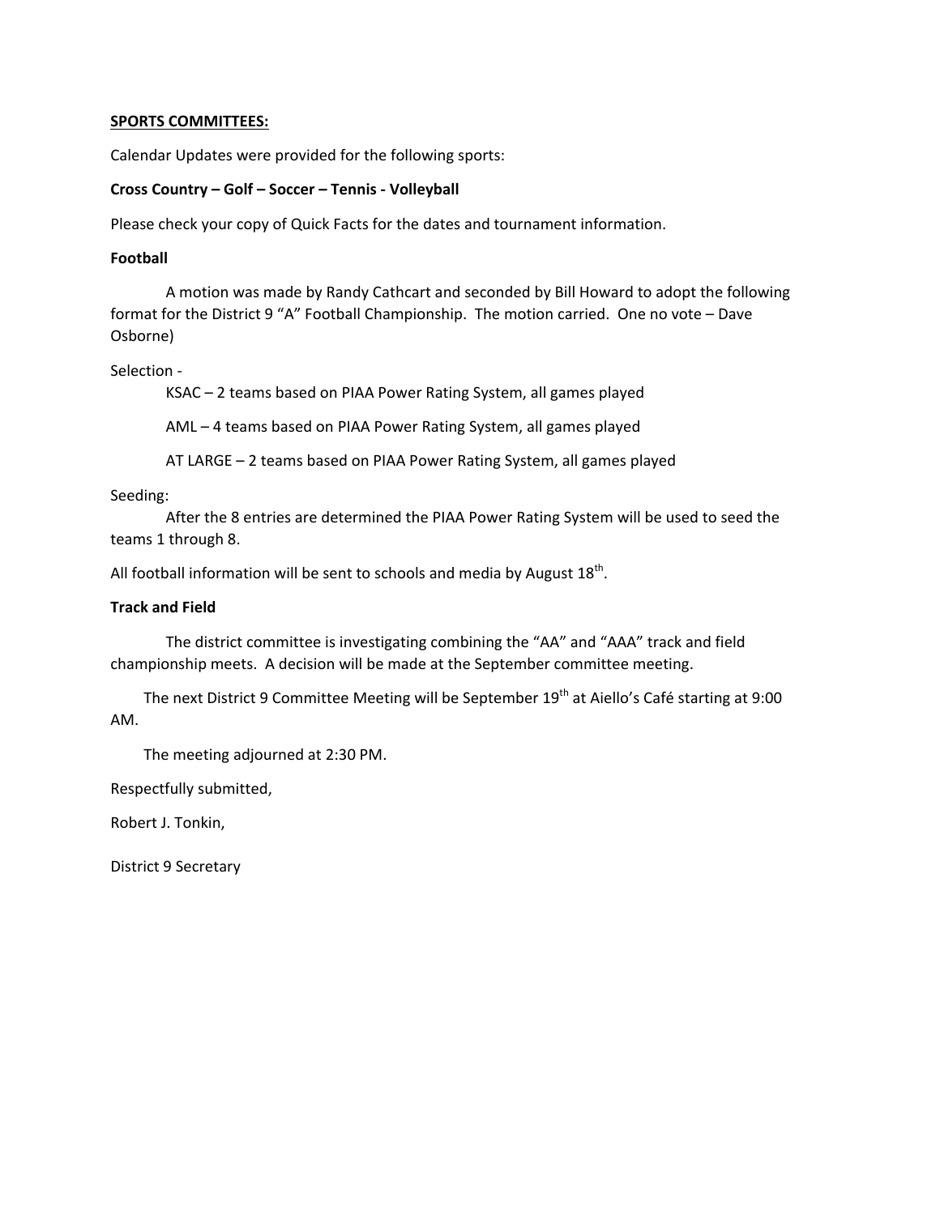**SPORTS COMMITTEES:**

Calendar Updates were provided for the following sports:

**Cross Country – Golf – Soccer – Tennis - Volleyball**

Please check your copy of Quick Facts for the dates and tournament information.

**Football**

A motion was made by Randy Cathcart and seconded by Bill Howard to adopt the following format for the District 9 “A” Football Championship. The motion carried. One no vote – Dave Osborne)

Selection -

KSAC – 2 teams based on PIAA Power Rating System, all games played

AML – 4 teams based on PIAA Power Rating System, all games played

AT LARGE – 2 teams based on PIAA Power Rating System, all games played

Seeding:

After the 8 entries are determined the PIAA Power Rating System will be used to seed the teams 1 through 8.

All football information will be sent to schools and media by August 18th.

**Track and Field**

The district committee is investigating combining the “AA” and “AAA” track and field championship meets. A decision will be made at the September committee meeting.

The next District 9 Committee Meeting will be September 19th at Aiello’s Café starting at 9:00 AM.

The meeting adjourned at 2:30 PM.

Respectfully submitted,

Robert J. Tonkin,

District 9 Secretary